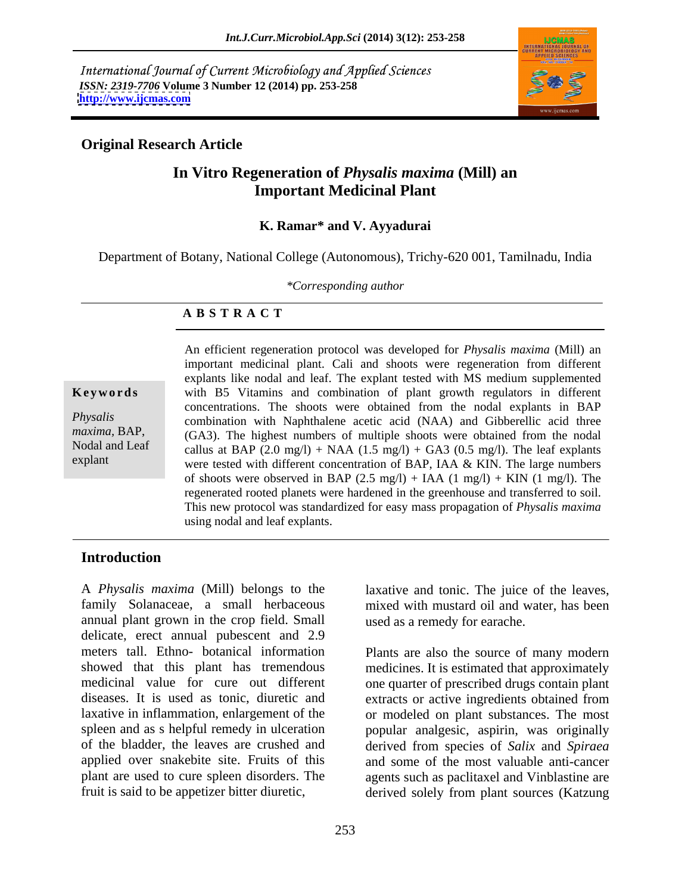International Journal of Current Microbiology and Applied Sciences
*ISSN: 2319-7706* **Volume 3 Number 12 (2014) pp. 253-258**
**http://www.ijcmas.com**

**Original Research Article**

# In Vitro Regeneration of *Physalis maxima* (Mill) an Important Medicinal Plant

**K. Ramar\* and V. Ayyadurai**

Department of Botany, National College (Autonomous), Trichy-620 001, Tamilnadu, India

*\*Corresponding author*

## A B S T R A C T

**Keywords**

*Physalis maxima*, BAP, Nodal and Leaf explant

An efficient regeneration protocol was developed for *Physalis maxima* (Mill) an important medicinal plant. Cali and shoots were regeneration from different explants like nodal and leaf. The explant tested with MS medium supplemented with B5 Vitamins and combination of plant growth regulators in different concentrations. The shoots were obtained from the nodal explants in BAP combination with Naphthalene acetic acid (NAA) and Gibberellic acid three (GA3). The highest numbers of multiple shoots were obtained from the nodal callus at BAP (2.0 mg/l) + NAA (1.5 mg/l) + GA3 (0.5 mg/l). The leaf explants were tested with different concentration of BAP, IAA & KIN. The large numbers of shoots were observed in BAP (2.5 mg/l) + IAA (1 mg/l) + KIN (1 mg/l). The regenerated rooted planets were hardened in the greenhouse and transferred to soil. This new protocol was standardized for easy mass propagation of *Physalis maxima* using nodal and leaf explants.

## Introduction

A *Physalis maxima* (Mill) belongs to the family Solanaceae, a small herbaceous annual plant grown in the crop field. Small delicate, erect annual pubescent and 2.9 meters tall. Ethno- botanical information showed that this plant has tremendous medicinal value for cure out different diseases. It is used as tonic, diuretic and laxative in inflammation, enlargement of the spleen and as s helpful remedy in ulceration of the bladder, the leaves are crushed and applied over snakebite site. Fruits of this plant are used to cure spleen disorders. The fruit is said to be appetizer bitter diuretic, laxative and tonic. The juice of the leaves, mixed with mustard oil and water, has been used as a remedy for earache.

Plants are also the source of many modern medicines. It is estimated that approximately one quarter of prescribed drugs contain plant extracts or active ingredients obtained from or modeled on plant substances. The most popular analgesic, aspirin, was originally derived from species of *Salix* and *Spiraea* and some of the most valuable anti-cancer agents such as paclitaxel and Vinblastine are derived solely from plant sources (Katzung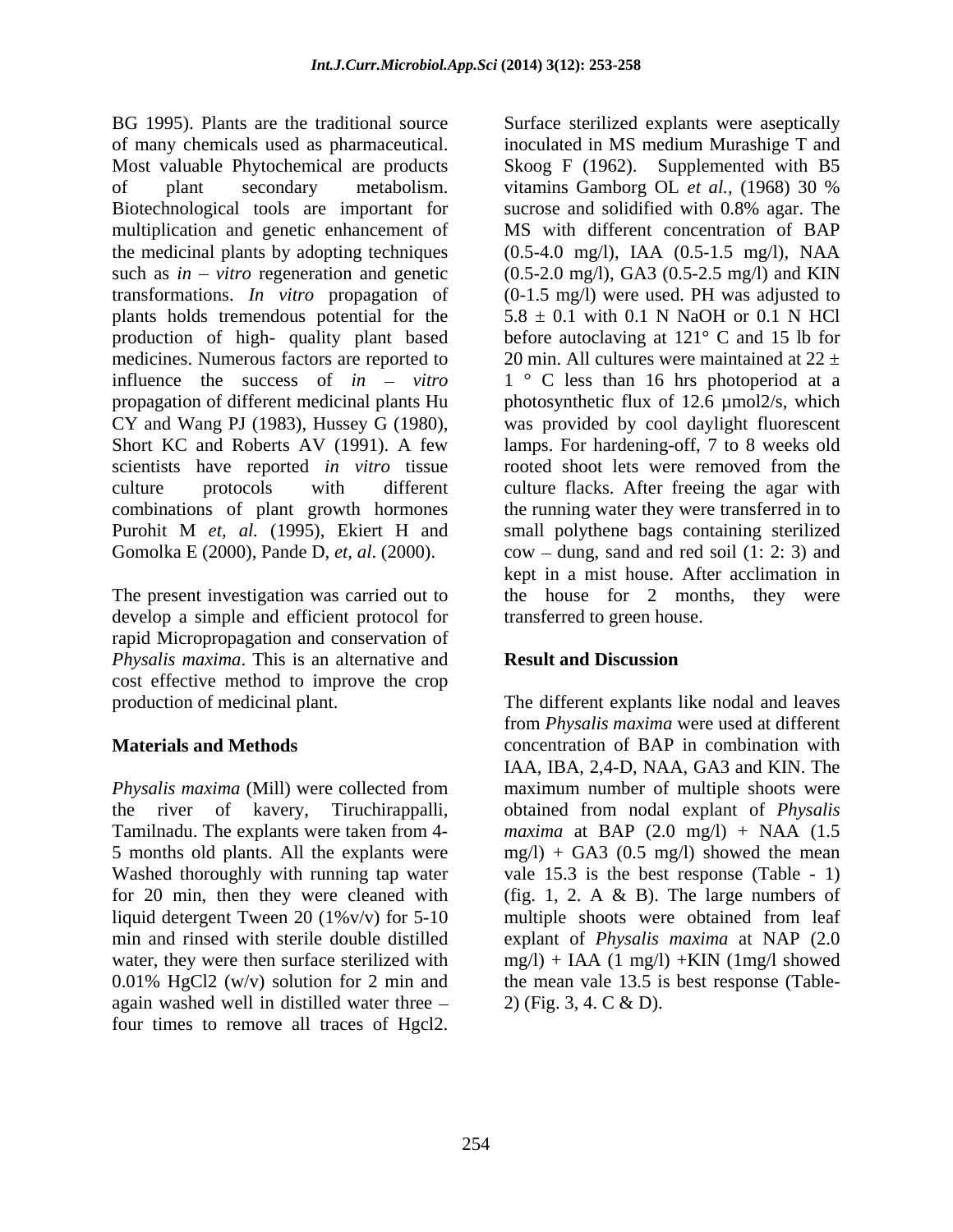BG 1995). Plants are the traditional source of many chemicals used as pharmaceutical. Most valuable Phytochemical are products of plant secondary metabolism. Biotechnological tools are important for multiplication and genetic enhancement of the medicinal plants by adopting techniques such as *in – vitro* regeneration and genetic transformations. *In vitro* propagation of plants holds tremendous potential for the production of high- quality plant based medicines. Numerous factors are reported to influence the success of *in – vitro* propagation of different medicinal plants Hu CY and Wang PJ (1983), Hussey G (1980), Short KC and Roberts AV (1991). A few scientists have reported *in vitro* tissue culture protocols with different combinations of plant growth hormones Purohit M *et, al.* (1995), Ekiert H and Gomolka E (2000), Pande D, *et, al*. (2000).

The present investigation was carried out to develop a simple and efficient protocol for rapid Micropropagation and conservation of *Physalis maxima*. This is an alternative and cost effective method to improve the crop production of medicinal plant.

## Materials and Methods

*Physalis maxima* (Mill) were collected from the river of kavery, Tiruchirappalli, Tamilnadu. The explants were taken from 4-5 months old plants. All the explants were Washed thoroughly with running tap water for 20 min, then they were cleaned with liquid detergent Tween 20 (1%v/v) for 5-10 min and rinsed with sterile double distilled water, they were then surface sterilized with 0.01% $HgCl_2$ (w/v) solution for 2 min and again washed well in distilled water three – four times to remove all traces of $Hgcl_2$. Surface sterilized explants were aseptically inoculated in MS medium Murashige T and Skoog F (1962). Supplemented with B5 vitamins Gamborg OL *et al.,* (1968) 30 % sucrose and solidified with 0.8% agar. The MS with different concentration of BAP (0.5-4.0 mg/l), IAA (0.5-1.5 mg/l), NAA (0.5-2.0 mg/l), GA3 (0.5-2.5 mg/l) and KIN (0-1.5 mg/l) were used. PH was adjusted to $5.8 \pm 0.1$ with 0.1 N NaOH or 0.1 N HCl before autoclaving at 121° C and 15 lb for 20 min. All cultures were maintained at $22 \pm 1$ ° C less than 16 hrs photoperiod at a photosynthetic flux of 12.6 µmol2/s, which was provided by cool daylight fluorescent lamps. For hardening-off, 7 to 8 weeks old rooted shoot lets were removed from the culture flacks. After freeing the agar with the running water they were transferred in to small polythene bags containing sterilized cow – dung, sand and red soil (1: 2: 3) and kept in a mist house. After acclimation in the house for 2 months, they were transferred to green house.

## Result and Discussion

The different explants like nodal and leaves from *Physalis maxima* were used at different concentration of BAP in combination with IAA, IBA, 2,4-D, NAA, GA3 and KIN. The maximum number of multiple shoots were obtained from nodal explant of *Physalis maxima* at BAP (2.0 mg/l) + NAA (1.5 mg/l) + GA3 (0.5 mg/l) showed the mean vale 15.3 is the best response (Table - 1) (fig. 1, 2. A & B). The large numbers of multiple shoots were obtained from leaf explant of *Physalis maxima* at NAP (2.0 mg/l) + IAA (1 mg/l) +KIN (1mg/l showed the mean vale 13.5 is best response (Table-2) (Fig. 3, 4. C & D).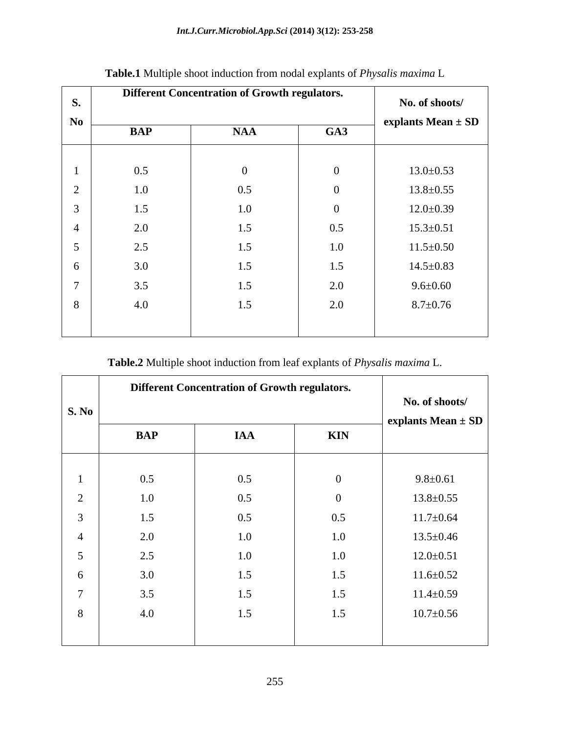**Table.1** Multiple shoot induction from nodal explants of *Physalis maxima* L

| S. No | Different Concentration of Growth regulators. | | | No. of shoots/ explants Mean ± SD |
|---|---|---|---|---|
| | BAP | NAA | GA3 | |
| 1 | 0.5 | 0 | 0 | 13.0±0.53 |
| 2 | 1.0 | 0.5 | 0 | 13.8±0.55 |
| 3 | 1.5 | 1.0 | 0 | 12.0±0.39 |
| 4 | 2.0 | 1.5 | 0.5 | 15.3±0.51 |
| 5 | 2.5 | 1.5 | 1.0 | 11.5±0.50 |
| 6 | 3.0 | 1.5 | 1.5 | 14.5±0.83 |
| 7 | 3.5 | 1.5 | 2.0 | 9.6±0.60 |
| 8 | 4.0 | 1.5 | 2.0 | 8.7±0.76 |

**Table.2** Multiple shoot induction from leaf explants of *Physalis maxima* L.

| S. No | Different Concentration of Growth regulators. | | | No. of shoots/ explants Mean ± SD |
|---|---|---|---|---|
| | BAP | IAA | KIN | |
| 1 | 0.5 | 0.5 | 0 | 9.8±0.61 |
| 2 | 1.0 | 0.5 | 0 | 13.8±0.55 |
| 3 | 1.5 | 0.5 | 0.5 | 11.7±0.64 |
| 4 | 2.0 | 1.0 | 1.0 | 13.5±0.46 |
| 5 | 2.5 | 1.0 | 1.0 | 12.0±0.51 |
| 6 | 3.0 | 1.5 | 1.5 | 11.6±0.52 |
| 7 | 3.5 | 1.5 | 1.5 | 11.4±0.59 |
| 8 | 4.0 | 1.5 | 1.5 | 10.7±0.56 |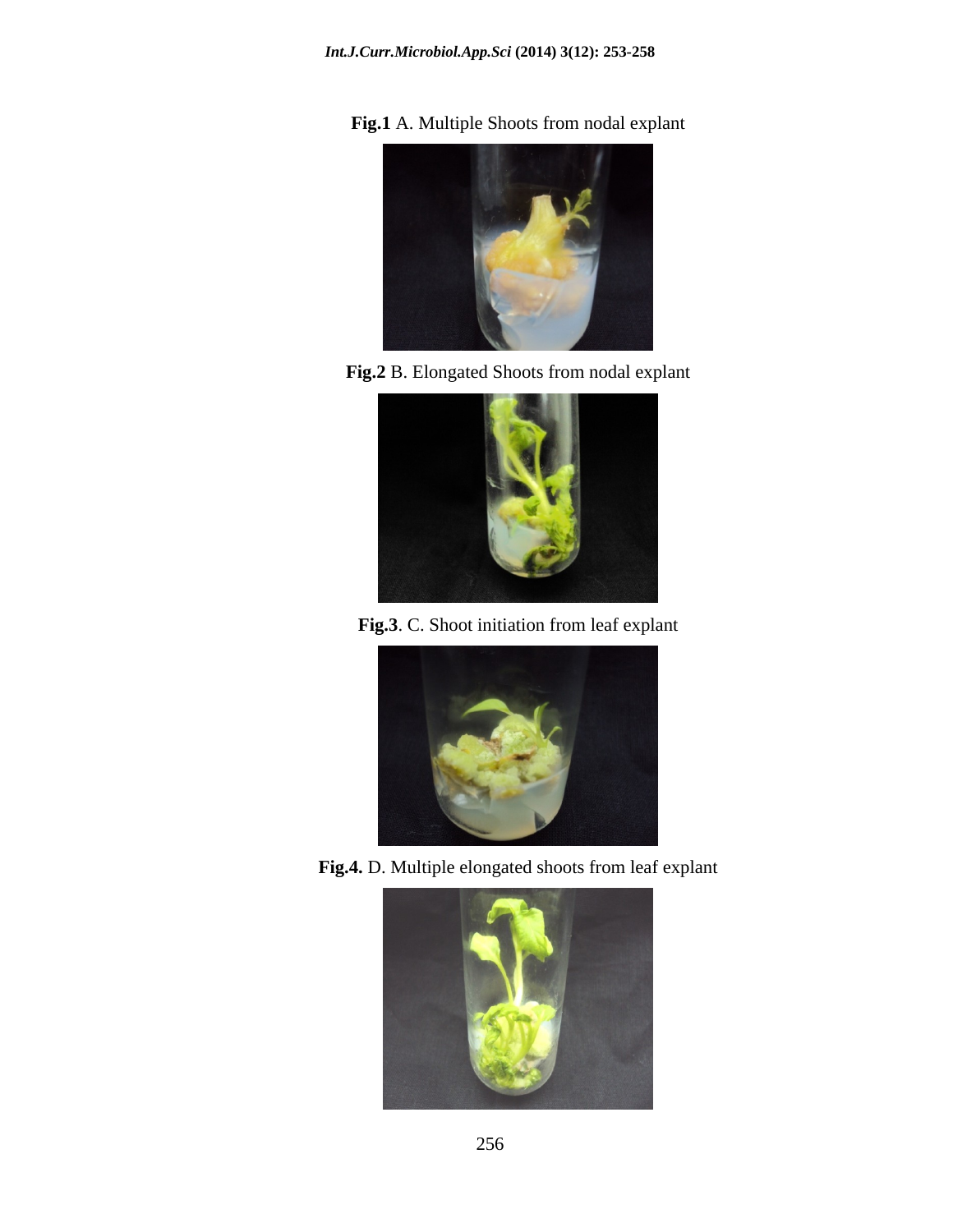**Fig.1** A. Multiple Shoots from nodal explant

**Fig.2** B. Elongated Shoots from nodal explant

**Fig.3**. C. Shoot initiation from leaf explant

**Fig.4.** D. Multiple elongated shoots from leaf explant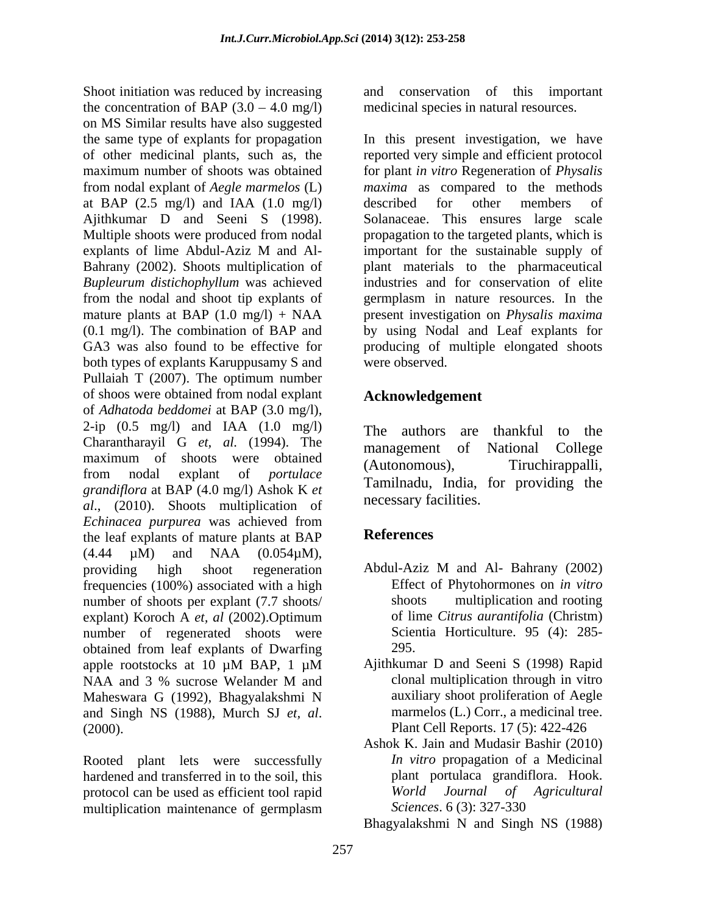Shoot initiation was reduced by increasing the concentration of BAP (3.0 – 4.0 mg/l) on MS Similar results have also suggested the same type of explants for propagation of other medicinal plants, such as, the maximum number of shoots was obtained from nodal explant of *Aegle marmelos* (L) at BAP (2.5 mg/l) and IAA (1.0 mg/l) Ajithkumar D and Seeni S (1998). Multiple shoots were produced from nodal explants of lime Abdul-Aziz M and Al-Bahrany (2002). Shoots multiplication of *Bupleurum distichophyllum* was achieved from the nodal and shoot tip explants of mature plants at BAP (1.0 mg/l) + NAA (0.1 mg/l). The combination of BAP and GA3 was also found to be effective for both types of explants Karuppusamy S and Pullaiah T (2007). The optimum number of shoos were obtained from nodal explant of *Adhatoda beddomei* at BAP (3.0 mg/l), 2-ip (0.5 mg/l) and IAA (1.0 mg/l) Charantharayil G *et*, *al.* (1994). The maximum of shoots were obtained from nodal explant of *portulace grandiflora* at BAP (4.0 mg/l) Ashok K *et al*., (2010). Shoots multiplication of *Echinacea purpurea* was achieved from the leaf explants of mature plants at BAP (4.44 µM) and NAA (0.054µM), providing high shoot regeneration frequencies (100%) associated with a high number of shoots per explant (7.7 shoots/ explant) Koroch A *et, al* (2002).Optimum number of regenerated shoots were obtained from leaf explants of Dwarfing apple rootstocks at 10 µM BAP, 1 µM NAA and 3 % sucrose Welander M and Maheswara G (1992), Bhagyalakshmi N and Singh NS (1988), Murch SJ *et, al*. (2000).

Rooted plant lets were successfully hardened and transferred in to the soil, this protocol can be used as efficient tool rapid multiplication maintenance of germplasm and conservation of this important medicinal species in natural resources.

In this present investigation, we have reported very simple and efficient protocol for plant *in vitro* Regeneration of *Physalis maxima* as compared to the methods described for other members of Solanaceae. This ensures large scale propagation to the targeted plants, which is important for the sustainable supply of plant materials to the pharmaceutical industries and for conservation of elite germplasm in nature resources. In the present investigation on *Physalis maxima* by using Nodal and Leaf explants for producing of multiple elongated shoots were observed.

## Acknowledgement

The authors are thankful to the management of National College (Autonomous), Tiruchirappalli, Tamilnadu, India, for providing the necessary facilities.

## References

Abdul-Aziz M and Al- Bahrany (2002) Effect of Phytohormones on *in vitro* shoots multiplication and rooting of lime *Citrus aurantifolia* (Christm) Scientia Horticulture. 95 (4): 285-295.

Ajithkumar D and Seeni S (1998) Rapid clonal multiplication through in vitro auxiliary shoot proliferation of Aegle marmelos (L.) Corr., a medicinal tree. Plant Cell Reports. 17 (5): 422-426

Ashok K. Jain and Mudasir Bashir (2010) *In vitro* propagation of a Medicinal plant portulaca grandiflora. Hook. *World Journal of Agricultural Sciences*. 6 (3): 327-330

Bhagyalakshmi N and Singh NS (1988)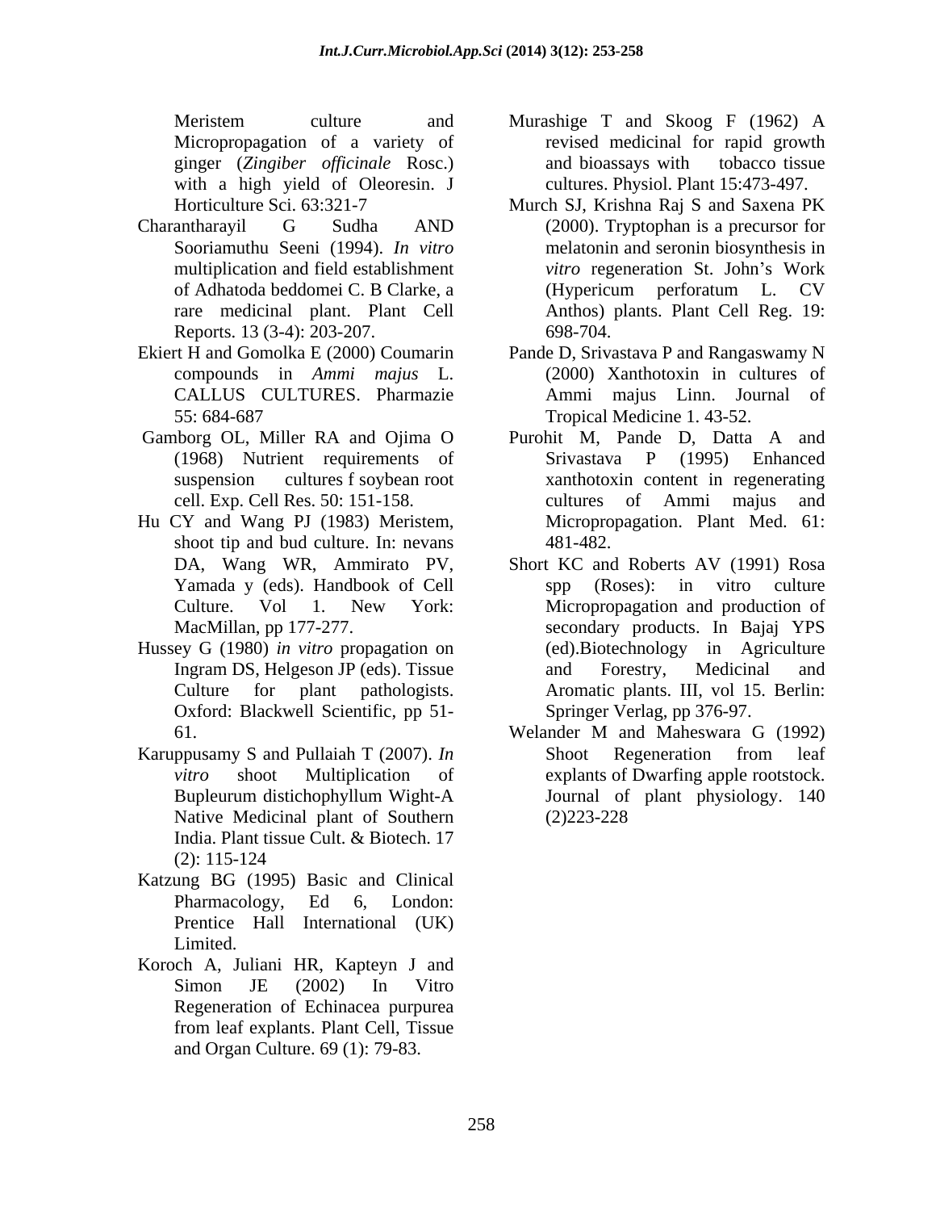Meristem culture and Micropropagation of a variety of ginger (*Zingiber officinale* Rosc.) with a high yield of Oleoresin. J Horticulture Sci. 63:321-7

Charantharayil G Sudha AND Sooriamuthu Seeni (1994). *In vitro* multiplication and field establishment of Adhatoda beddomei C. B Clarke, a rare medicinal plant. Plant Cell Reports. 13 (3-4): 203-207.

Ekiert H and Gomolka E (2000) Coumarin compounds in *Ammi majus* L. CALLUS CULTURES. Pharmazie 55: 684-687

Gamborg OL, Miller RA and Ojima O (1968) Nutrient requirements of suspension cultures f soybean root cell. Exp. Cell Res. 50: 151-158.

Hu CY and Wang PJ (1983) Meristem, shoot tip and bud culture. In: nevans DA, Wang WR, Ammirato PV, Yamada y (eds). Handbook of Cell Culture. Vol 1. New York: MacMillan, pp 177-277.

Hussey G (1980) *in vitro* propagation on Ingram DS, Helgeson JP (eds). Tissue Culture for plant pathologists. Oxford: Blackwell Scientific, pp 51-61.

Karuppusamy S and Pullaiah T (2007). *In vitro* shoot Multiplication of Bupleurum distichophyllum Wight-A Native Medicinal plant of Southern India. Plant tissue Cult. & Biotech. 17 (2): 115-124

Katzung BG (1995) Basic and Clinical Pharmacology, Ed 6, London: Prentice Hall International (UK) Limited.

Koroch A, Juliani HR, Kapteyn J and Simon JE (2002) In Vitro Regeneration of Echinacea purpurea from leaf explants. Plant Cell, Tissue and Organ Culture. 69 (1): 79-83.

Murashige T and Skoog F (1962) A revised medicinal for rapid growth and bioassays with tobacco tissue cultures. Physiol. Plant 15:473-497.

Murch SJ, Krishna Raj S and Saxena PK (2000). Tryptophan is a precursor for melatonin and seronin biosynthesis in *vitro* regeneration St. John's Work (Hypericum perforatum L. CV Anthos) plants. Plant Cell Reg. 19: 698-704.

Pande D, Srivastava P and Rangaswamy N (2000) Xanthotoxin in cultures of Ammi majus Linn. Journal of Tropical Medicine 1. 43-52.

Purohit M, Pande D, Datta A and Srivastava P (1995) Enhanced xanthotoxin content in regenerating cultures of Ammi majus and Micropropagation. Plant Med. 61: 481-482.

Short KC and Roberts AV (1991) Rosa spp (Roses): in vitro culture Micropropagation and production of secondary products. In Bajaj YPS (ed).Biotechnology in Agriculture and Forestry, Medicinal and Aromatic plants. III, vol 15. Berlin: Springer Verlag, pp 376-97.

Welander M and Maheswara G (1992) Shoot Regeneration from leaf explants of Dwarfing apple rootstock. Journal of plant physiology. 140 (2)223-228